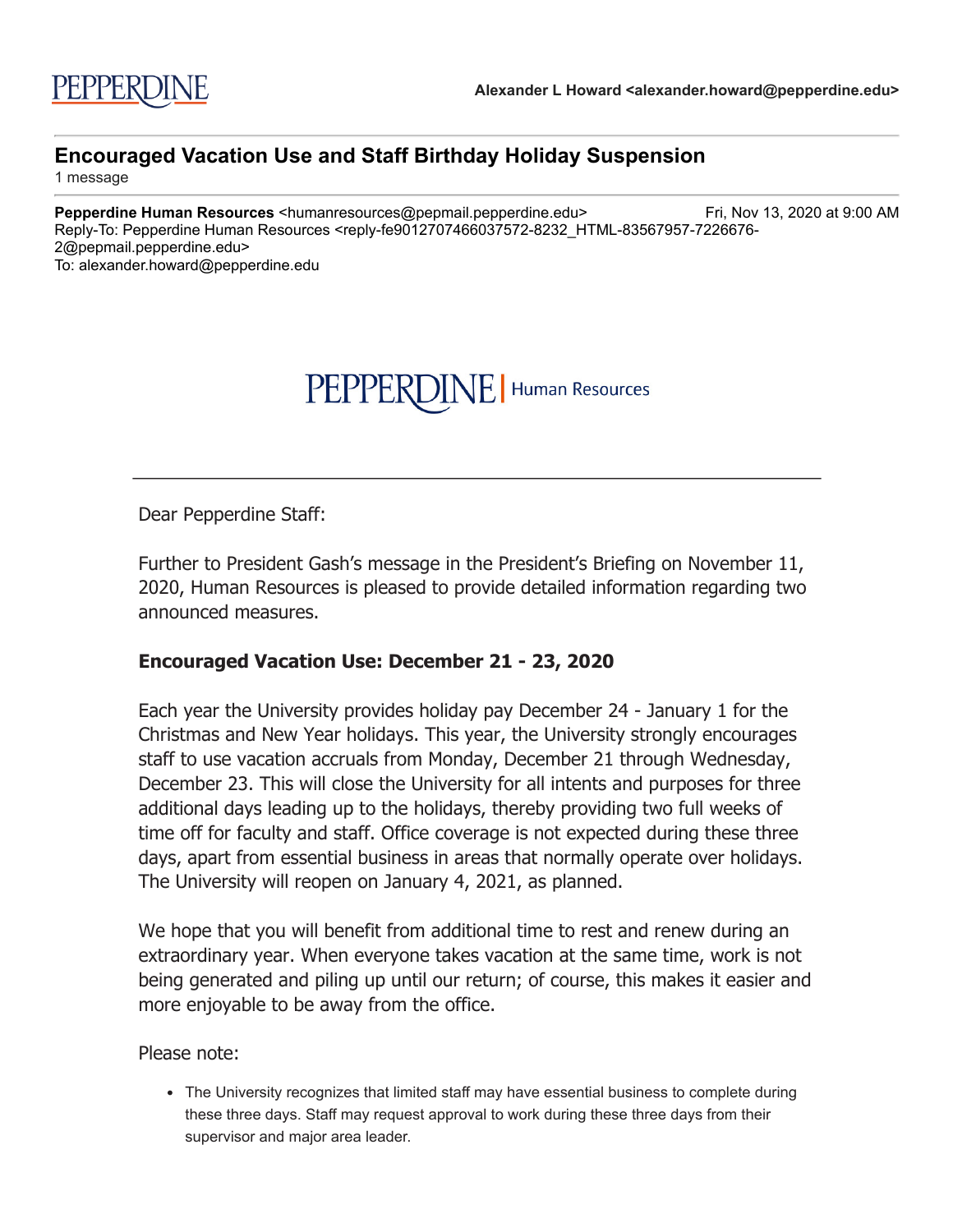PEPPERDINE

**Alexander L Howard <alexander.howard@pepperdine.edu>**

---

## Encouraged Vacation Use and Staff Birthday Holiday Suspension

1 message

---

**Pepperdine Human Resources** <humanresources@pepmail.pepperdine.edu> Fri, Nov 13, 2020 at 9:00 AM
Reply-To: Pepperdine Human Resources <reply-fe9012707466037572-8232_HTML-83567957-7226676-2@pepmail.pepperdine.edu>
To: alexander.howard@pepperdine.edu

PEPPERDINE | Human Resources

---

Dear Pepperdine Staff:

Further to President Gash's message in the President's Briefing on November 11, 2020, Human Resources is pleased to provide detailed information regarding two announced measures.

**Encouraged Vacation Use: December 21 - 23, 2020**

Each year the University provides holiday pay December 24 - January 1 for the Christmas and New Year holidays. This year, the University strongly encourages staff to use vacation accruals from Monday, December 21 through Wednesday, December 23. This will close the University for all intents and purposes for three additional days leading up to the holidays, thereby providing two full weeks of time off for faculty and staff. Office coverage is not expected during these three days, apart from essential business in areas that normally operate over holidays. The University will reopen on January 4, 2021, as planned.

We hope that you will benefit from additional time to rest and renew during an extraordinary year. When everyone takes vacation at the same time, work is not being generated and piling up until our return; of course, this makes it easier and more enjoyable to be away from the office.

Please note:

- The University recognizes that limited staff may have essential business to complete during these three days. Staff may request approval to work during these three days from their supervisor and major area leader.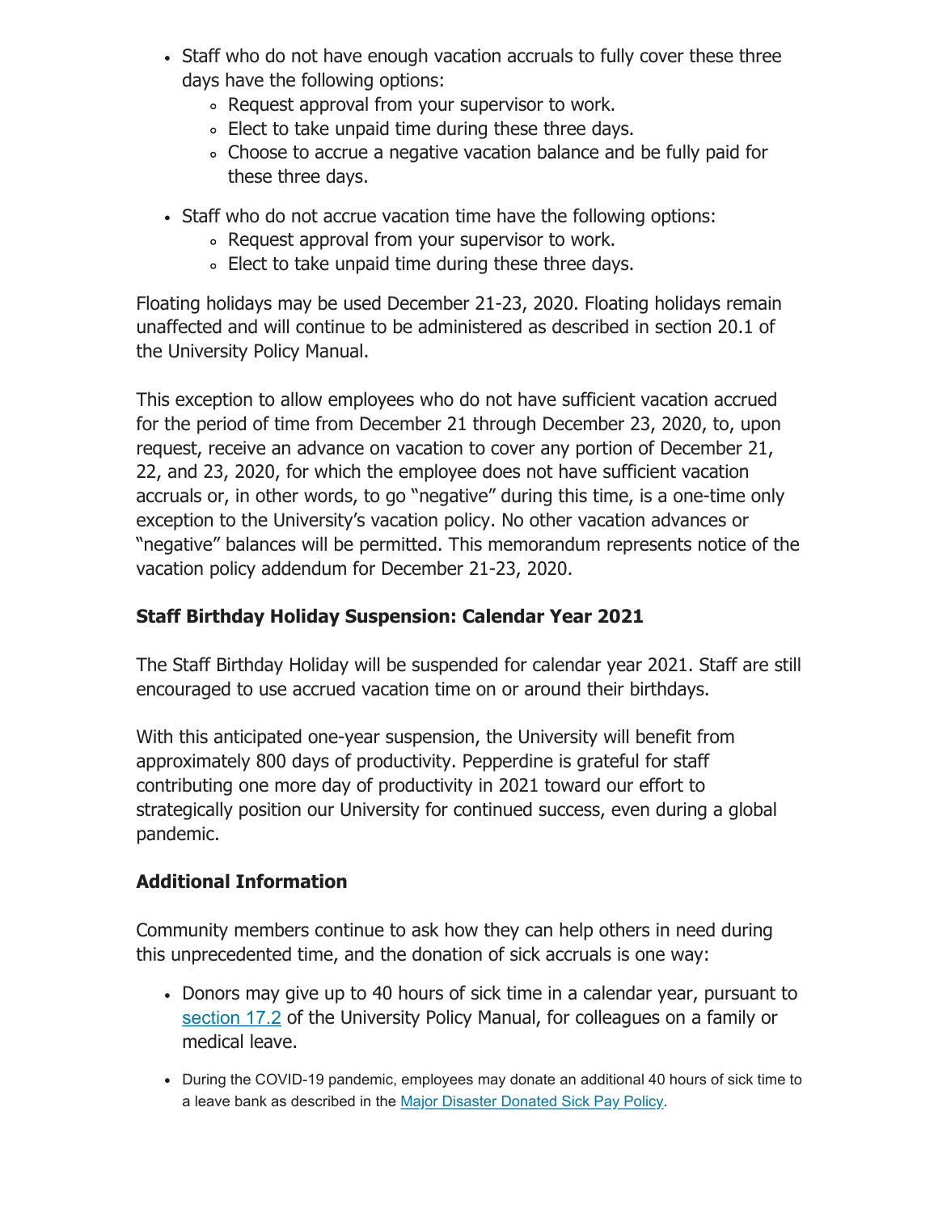- Staff who do not have enough vacation accruals to fully cover these three days have the following options:
  - Request approval from your supervisor to work.
  - Elect to take unpaid time during these three days.
  - Choose to accrue a negative vacation balance and be fully paid for these three days.
- Staff who do not accrue vacation time have the following options:
  - Request approval from your supervisor to work.
  - Elect to take unpaid time during these three days.

Floating holidays may be used December 21-23, 2020. Floating holidays remain unaffected and will continue to be administered as described in section 20.1 of the University Policy Manual.

This exception to allow employees who do not have sufficient vacation accrued for the period of time from December 21 through December 23, 2020, to, upon request, receive an advance on vacation to cover any portion of December 21, 22, and 23, 2020, for which the employee does not have sufficient vacation accruals or, in other words, to go "negative" during this time, is a one-time only exception to the University's vacation policy. No other vacation advances or "negative" balances will be permitted. This memorandum represents notice of the vacation policy addendum for December 21-23, 2020.

**Staff Birthday Holiday Suspension: Calendar Year 2021**

The Staff Birthday Holiday will be suspended for calendar year 2021. Staff are still encouraged to use accrued vacation time on or around their birthdays.

With this anticipated one-year suspension, the University will benefit from approximately 800 days of productivity. Pepperdine is grateful for staff contributing one more day of productivity in 2021 toward our effort to strategically position our University for continued success, even during a global pandemic.

**Additional Information**

Community members continue to ask how they can help others in need during this unprecedented time, and the donation of sick accruals is one way:

- Donors may give up to 40 hours of sick time in a calendar year, pursuant to section 17.2 of the University Policy Manual, for colleagues on a family or medical leave.
- During the COVID-19 pandemic, employees may donate an additional 40 hours of sick time to a leave bank as described in the Major Disaster Donated Sick Pay Policy.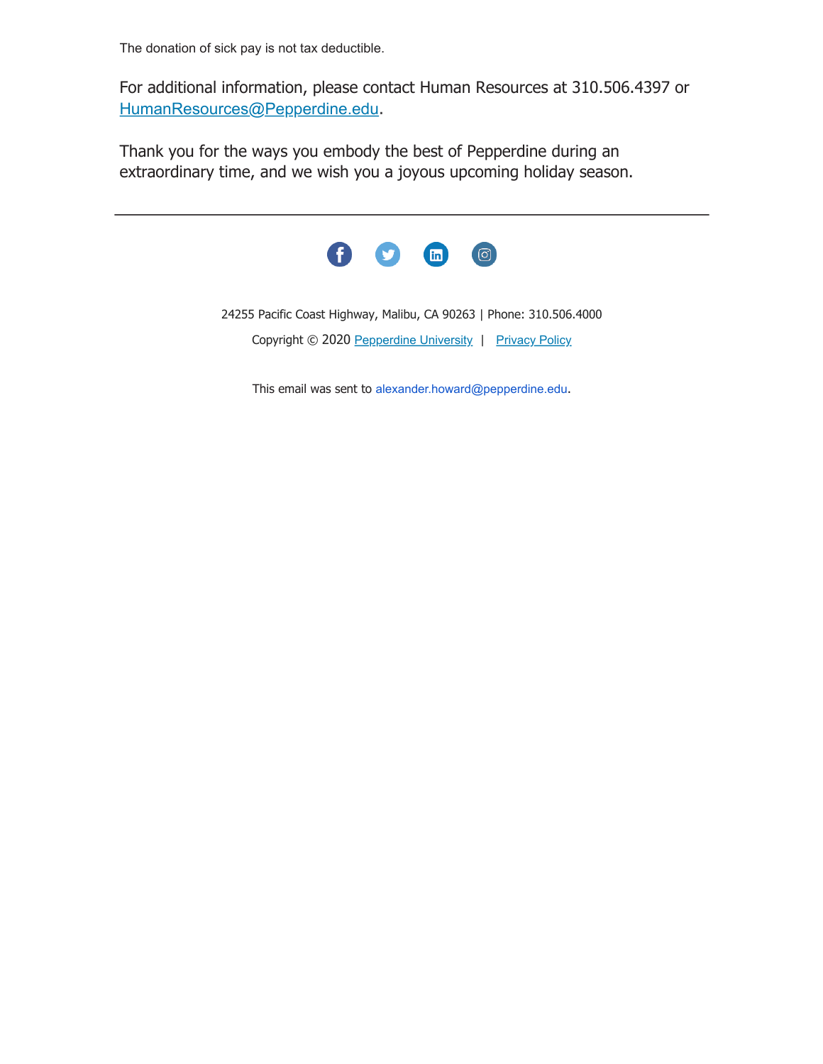The donation of sick pay is not tax deductible.

For additional information, please contact Human Resources at 310.506.4397 or HumanResources@Pepperdine.edu.

Thank you for the ways you embody the best of Pepperdine during an extraordinary time, and we wish you a joyous upcoming holiday season.

---

24255 Pacific Coast Highway, Malibu, CA 90263 | Phone: 310.506.4000

Copyright © 2020 Pepperdine University | Privacy Policy

This email was sent to alexander.howard@pepperdine.edu.